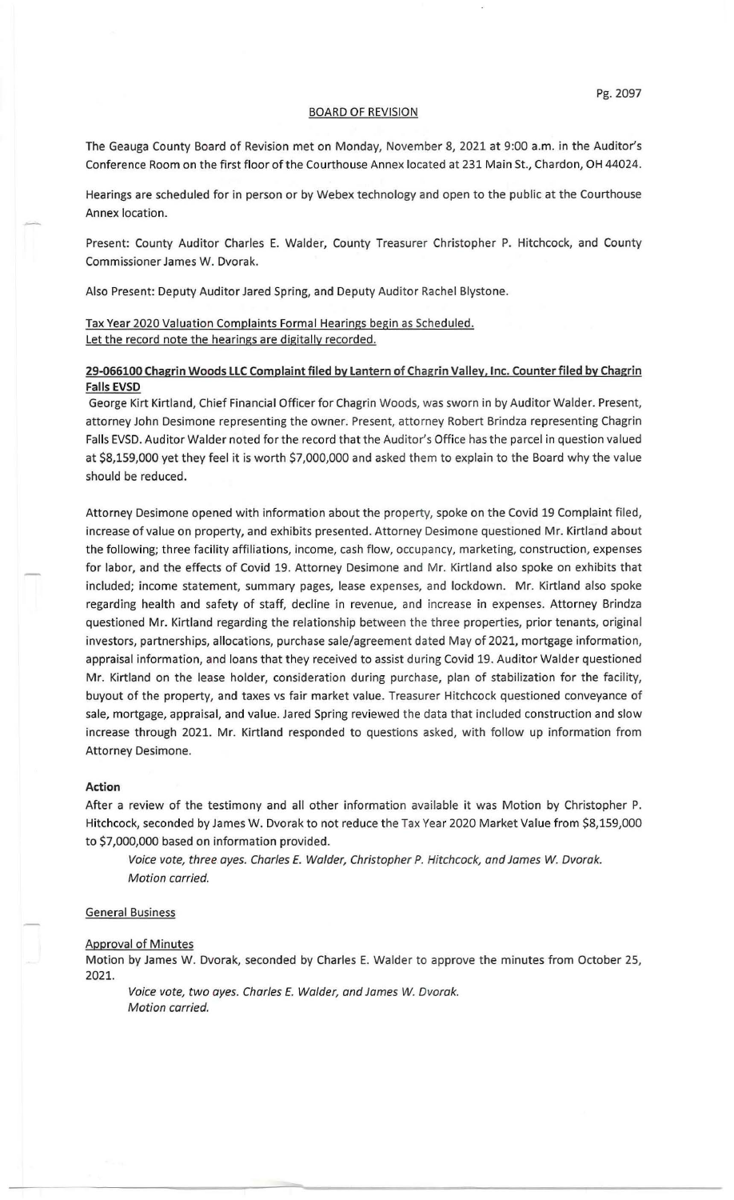## BOARD OF REVISION

The Geauga County Board of Revision met on Monday, November 8, 2021 at 9:00 a.m. in the Auditor's Conference Room on the first floor of the Courthouse Annex located at 231 Main St., Chardon, OH 44024.

Hearings are scheduled for in person or by Webex technology and open to the public at the Courthouse Annex location.

Present: County Auditor Charles E. Walder, County Treasurer Christopher P. Hitchcock, and County Commissioner James W. Dvorak.

Also Present: Deputy Auditor Jared Spring, and Deputy Auditor Rachel Blystone.

Tax Year 2020 Valuation Complaints Formal Hearings begin as Scheduled.
Let the record note the hearings are digitally recorded.

**29-066100 Chagrin Woods LLC Complaint filed by Lantern of Chagrin Valley, Inc. Counter filed by Chagrin Falls EVSD**

George Kirt Kirtland, Chief Financial Officer for Chagrin Woods, was sworn in by Auditor Walder. Present, attorney John Desimone representing the owner. Present, attorney Robert Brindza representing Chagrin Falls EVSD. Auditor Walder noted for the record that the Auditor's Office has the parcel in question valued at $8,159,000 yet they feel it is worth $7,000,000 and asked them to explain to the Board why the value should be reduced.

Attorney Desimone opened with information about the property, spoke on the Covid 19 Complaint filed, increase of value on property, and exhibits presented. Attorney Desimone questioned Mr. Kirtland about the following; three facility affiliations, income, cash flow, occupancy, marketing, construction, expenses for labor, and the effects of Covid 19. Attorney Desimone and Mr. Kirtland also spoke on exhibits that included; income statement, summary pages, lease expenses, and lockdown. Mr. Kirtland also spoke regarding health and safety of staff, decline in revenue, and increase in expenses. Attorney Brindza questioned Mr. Kirtland regarding the relationship between the three properties, prior tenants, original investors, partnerships, allocations, purchase sale/agreement dated May of 2021, mortgage information, appraisal information, and loans that they received to assist during Covid 19. Auditor Walder questioned Mr. Kirtland on the lease holder, consideration during purchase, plan of stabilization for the facility, buyout of the property, and taxes vs fair market value. Treasurer Hitchcock questioned conveyance of sale, mortgage, appraisal, and value. Jared Spring reviewed the data that included construction and slow increase through 2021. Mr. Kirtland responded to questions asked, with follow up information from Attorney Desimone.

**Action**

After a review of the testimony and all other information available it was Motion by Christopher P. Hitchcock, seconded by James W. Dvorak to not reduce the Tax Year 2020 Market Value from $8,159,000 to $7,000,000 based on information provided.

*Voice vote, three ayes. Charles E. Walder, Christopher P. Hitchcock, and James W. Dvorak. Motion carried.*

General Business

Approval of Minutes

Motion by James W. Dvorak, seconded by Charles E. Walder to approve the minutes from October 25, 2021.

*Voice vote, two ayes. Charles E. Walder, and James W. Dvorak. Motion carried.*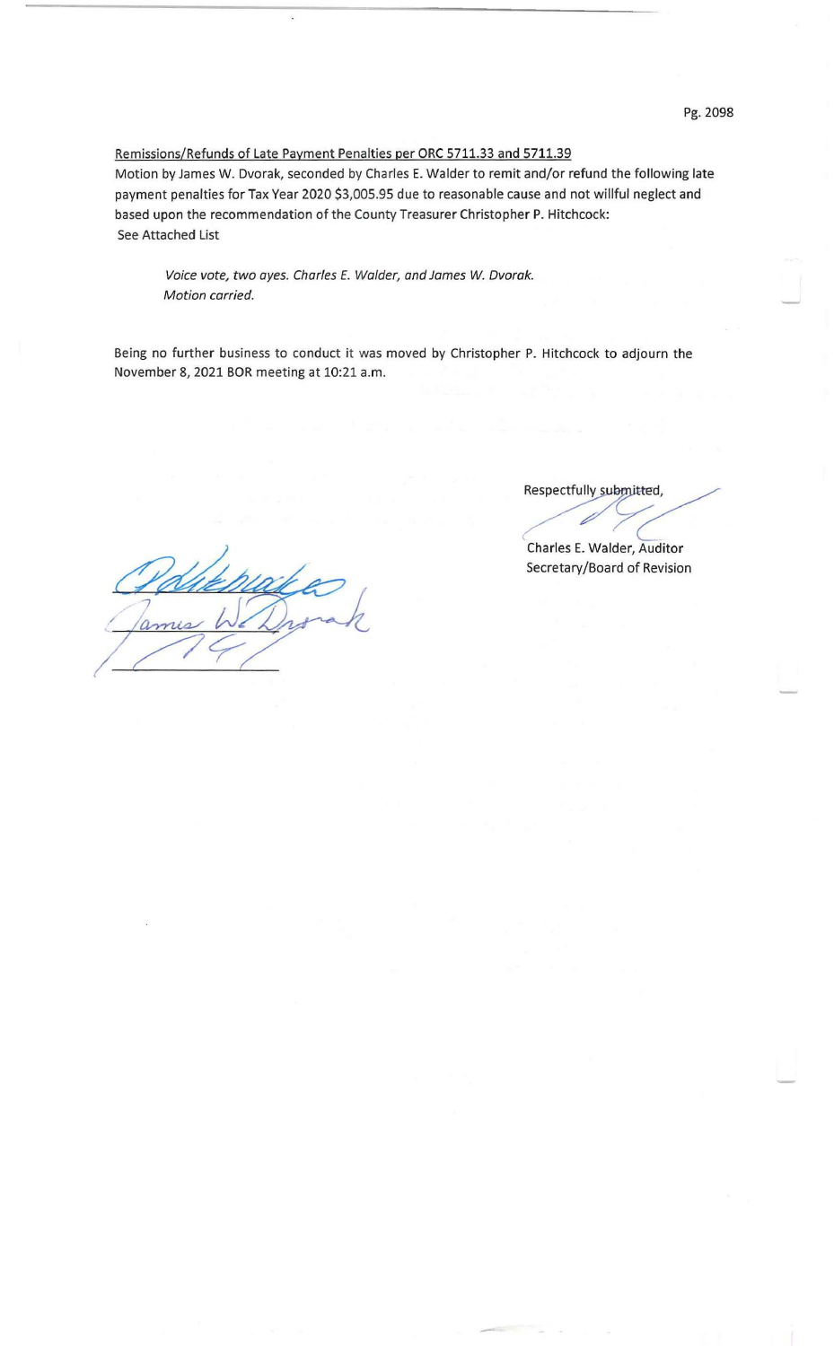Remissions/Refunds of Late Payment Penalties per ORC 5711.33 and 5711.39

Motion by James W. Dvorak, seconded by Charles E. Walder to remit and/or refund the following late payment penalties for Tax Year 2020 $3,005.95 due to reasonable cause and not willful neglect and based upon the recommendation of the County Treasurer Christopher P. Hitchcock:
See Attached List

*Voice vote, two ayes. Charles E. Walder, and James W. Dvorak.*
*Motion carried.*

Being no further business to conduct it was moved by Christopher P. Hitchcock to adjourn the November 8, 2021 BOR meeting at 10:21 a.m.

Respectfully submitted,

Charles E. Walder, Auditor
Secretary/Board of Revision